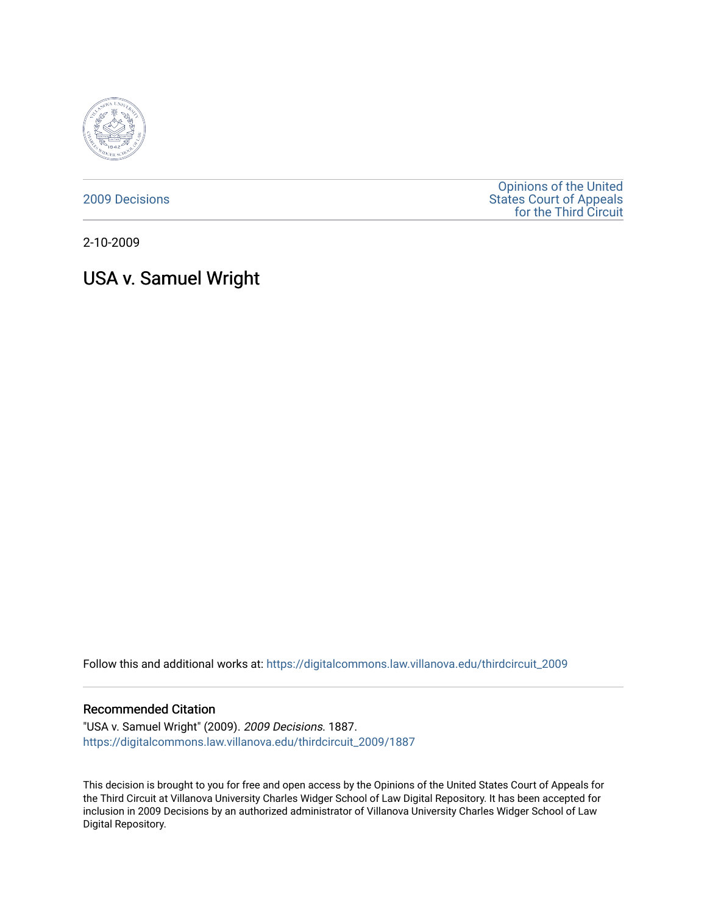2009 Decisions

Opinions of the United States Court of Appeals for the Third Circuit

2-10-2009

# USA v. Samuel Wright

Follow this and additional works at: https://digitalcommons.law.villanova.edu/thirdcircuit_2009

## Recommended Citation

"USA v. Samuel Wright" (2009). *2009 Decisions*. 1887.
https://digitalcommons.law.villanova.edu/thirdcircuit_2009/1887

This decision is brought to you for free and open access by the Opinions of the United States Court of Appeals for the Third Circuit at Villanova University Charles Widger School of Law Digital Repository. It has been accepted for inclusion in 2009 Decisions by an authorized administrator of Villanova University Charles Widger School of Law Digital Repository.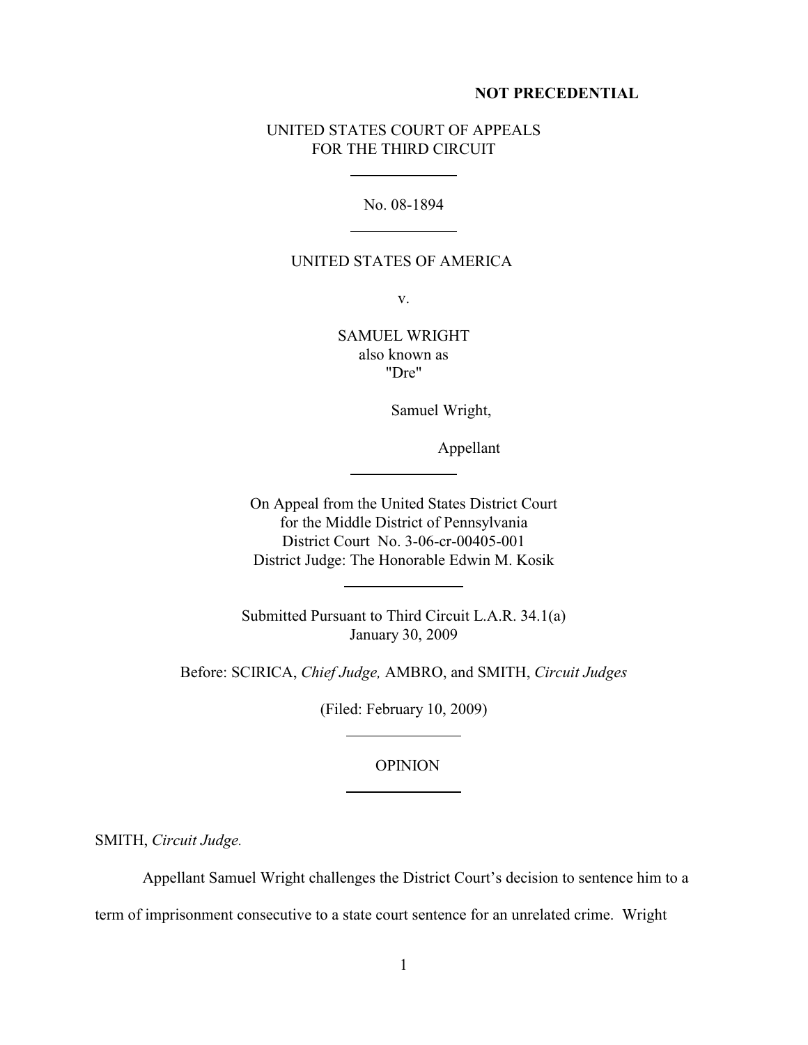**NOT PRECEDENTIAL**

UNITED STATES COURT OF APPEALS
FOR THE THIRD CIRCUIT

No. 08-1894

UNITED STATES OF AMERICA

v.

SAMUEL WRIGHT
also known as
"Dre"

Samuel Wright,

Appellant

On Appeal from the United States District Court
for the Middle District of Pennsylvania
District Court No. 3-06-cr-00405-001
District Judge: The Honorable Edwin M. Kosik

Submitted Pursuant to Third Circuit L.A.R. 34.1(a)
January 30, 2009

Before: SCIRICA, *Chief Judge,* AMBRO, and SMITH, *Circuit Judges*

(Filed: February 10, 2009)

OPINION

SMITH, *Circuit Judge.*

Appellant Samuel Wright challenges the District Court's decision to sentence him to a term of imprisonment consecutive to a state court sentence for an unrelated crime. Wright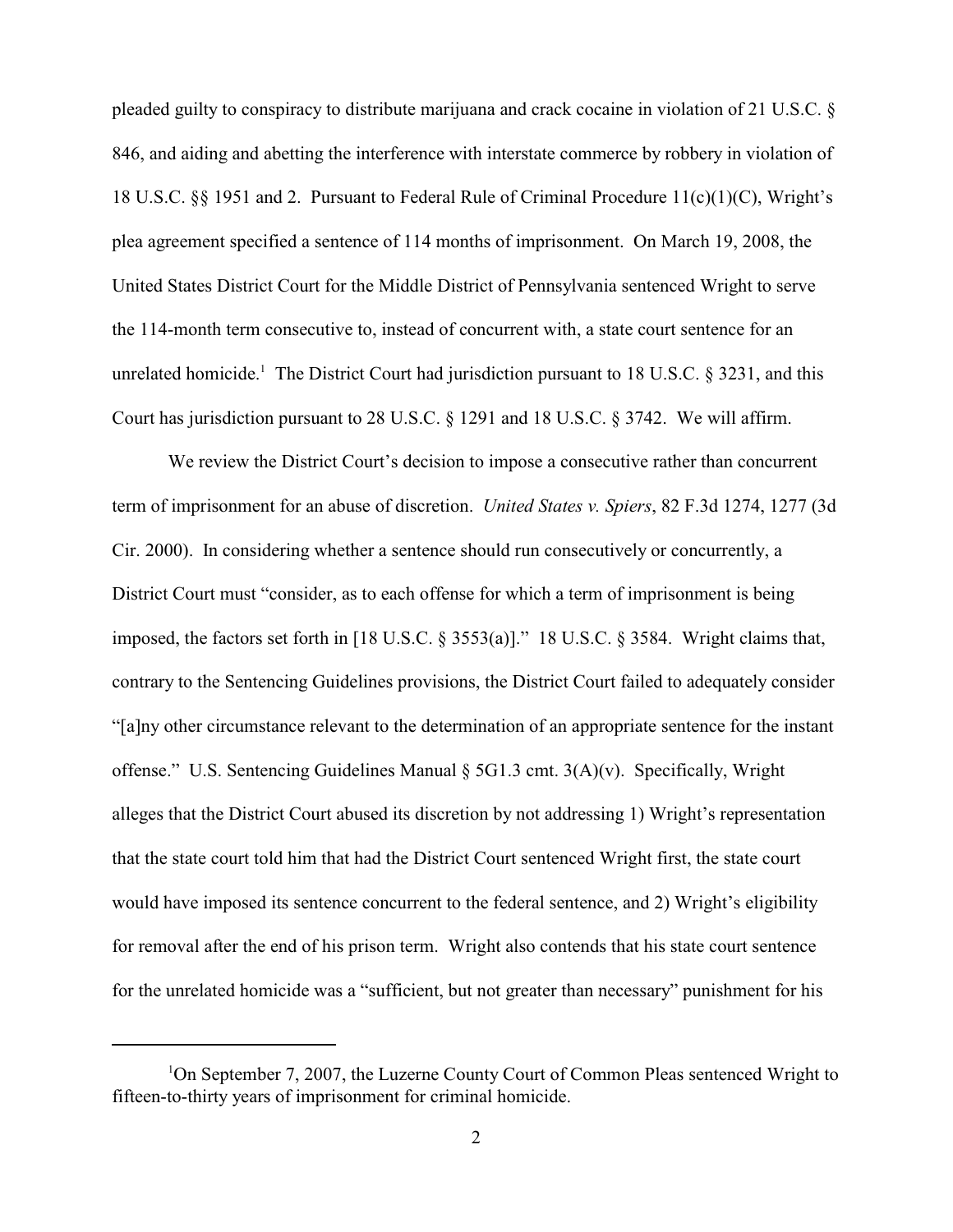pleaded guilty to conspiracy to distribute marijuana and crack cocaine in violation of 21 U.S.C. § 846, and aiding and abetting the interference with interstate commerce by robbery in violation of 18 U.S.C. §§ 1951 and 2. Pursuant to Federal Rule of Criminal Procedure 11(c)(1)(C), Wright's plea agreement specified a sentence of 114 months of imprisonment. On March 19, 2008, the United States District Court for the Middle District of Pennsylvania sentenced Wright to serve the 114-month term consecutive to, instead of concurrent with, a state court sentence for an unrelated homicide.[1] The District Court had jurisdiction pursuant to 18 U.S.C. § 3231, and this Court has jurisdiction pursuant to 28 U.S.C. § 1291 and 18 U.S.C. § 3742. We will affirm.

We review the District Court's decision to impose a consecutive rather than concurrent term of imprisonment for an abuse of discretion. *United States v. Spiers*, 82 F.3d 1274, 1277 (3d Cir. 2000). In considering whether a sentence should run consecutively or concurrently, a District Court must "consider, as to each offense for which a term of imprisonment is being imposed, the factors set forth in [18 U.S.C. § 3553(a)]." 18 U.S.C. § 3584. Wright claims that, contrary to the Sentencing Guidelines provisions, the District Court failed to adequately consider "[a]ny other circumstance relevant to the determination of an appropriate sentence for the instant offense." U.S. Sentencing Guidelines Manual § 5G1.3 cmt. 3(A)(v). Specifically, Wright alleges that the District Court abused its discretion by not addressing 1) Wright's representation that the state court told him that had the District Court sentenced Wright first, the state court would have imposed its sentence concurrent to the federal sentence, and 2) Wright's eligibility for removal after the end of his prison term. Wright also contends that his state court sentence for the unrelated homicide was a "sufficient, but not greater than necessary" punishment for his

[1] On September 7, 2007, the Luzerne County Court of Common Pleas sentenced Wright to fifteen-to-thirty years of imprisonment for criminal homicide.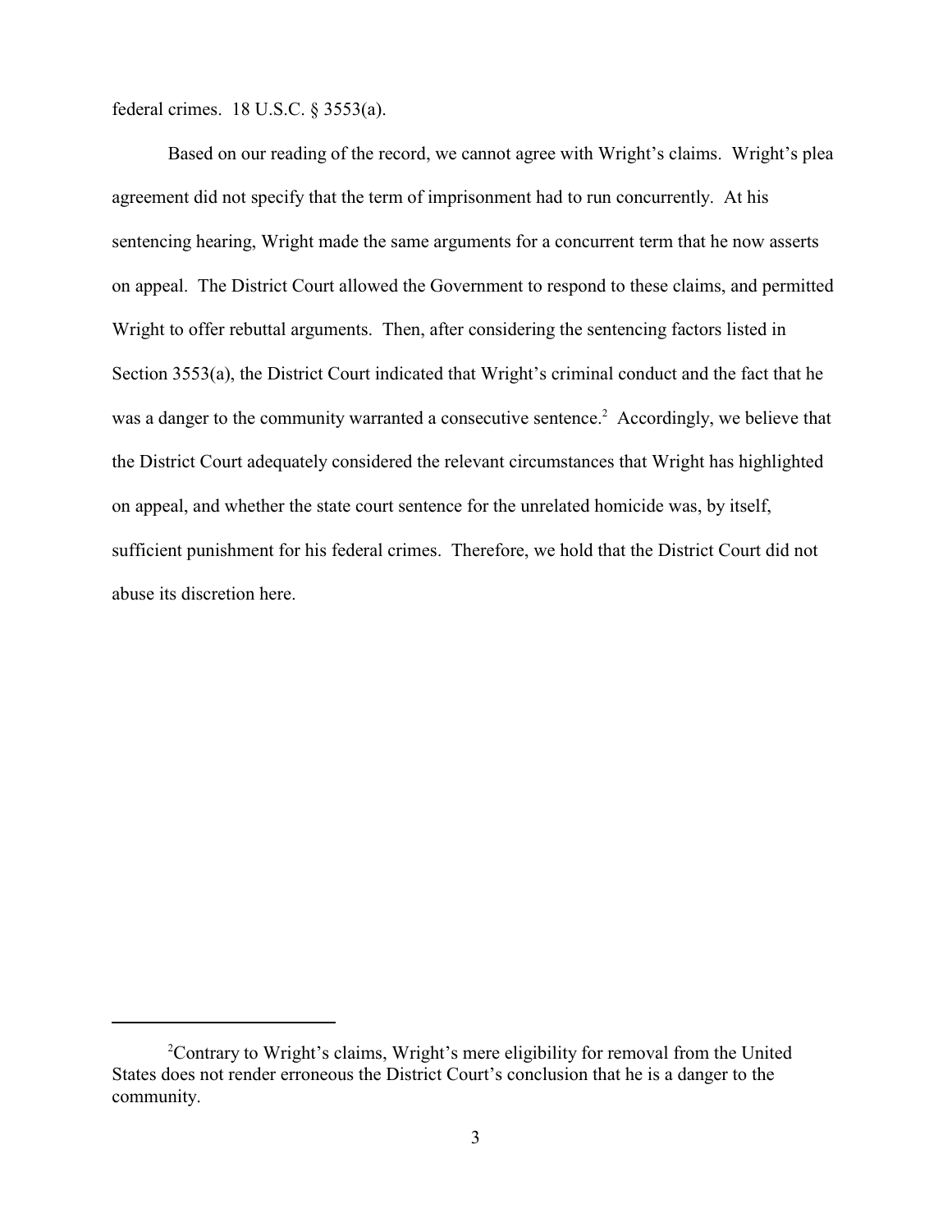federal crimes. 18 U.S.C. § 3553(a).

Based on our reading of the record, we cannot agree with Wright's claims. Wright's plea agreement did not specify that the term of imprisonment had to run concurrently. At his sentencing hearing, Wright made the same arguments for a concurrent term that he now asserts on appeal. The District Court allowed the Government to respond to these claims, and permitted Wright to offer rebuttal arguments. Then, after considering the sentencing factors listed in Section 3553(a), the District Court indicated that Wright's criminal conduct and the fact that he was a danger to the community warranted a consecutive sentence.[2] Accordingly, we believe that the District Court adequately considered the relevant circumstances that Wright has highlighted on appeal, and whether the state court sentence for the unrelated homicide was, by itself, sufficient punishment for his federal crimes. Therefore, we hold that the District Court did not abuse its discretion here.

---

[2]Contrary to Wright's claims, Wright's mere eligibility for removal from the United States does not render erroneous the District Court's conclusion that he is a danger to the community.